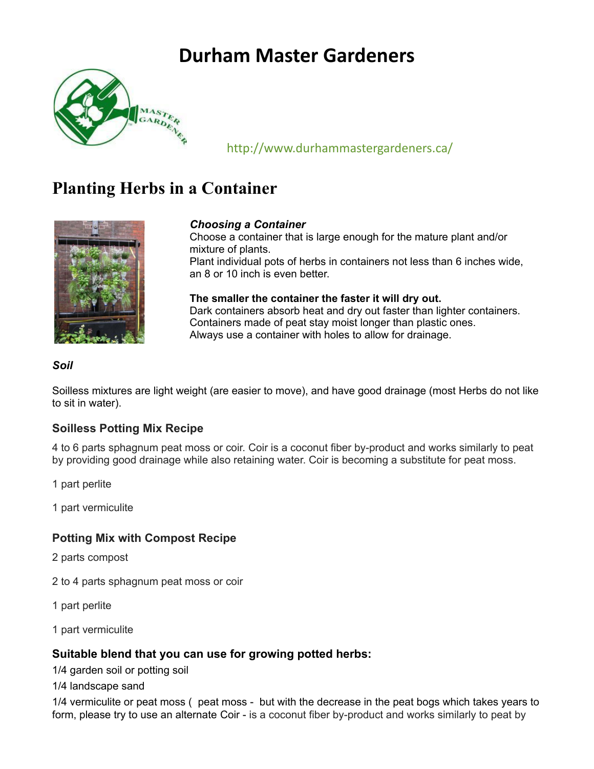# Durham Master Gardeners

http://www.durhammastergardeners.ca/

## Planting Herbs in a Container

***Choosing a Container***

Choose a container that is large enough for the mature plant and/or mixture of plants.
Plant individual pots of herbs in containers not less than 6 inches wide, an 8 or 10 inch is even better.

**The smaller the container the faster it will dry out.**
Dark containers absorb heat and dry out faster than lighter containers.
Containers made of peat stay moist longer than plastic ones.
Always use a container with holes to allow for drainage.

***Soil***

Soilless mixtures are light weight (are easier to move), and have good drainage (most Herbs do not like to sit in water).

### Soilless Potting Mix Recipe

4 to 6 parts sphagnum peat moss or coir. Coir is a coconut fiber by-product and works similarly to peat by providing good drainage while also retaining water. Coir is becoming a substitute for peat moss.

1 part perlite

1 part vermiculite

### Potting Mix with Compost Recipe

2 parts compost

2 to 4 parts sphagnum peat moss or coir

1 part perlite

1 part vermiculite

### Suitable blend that you can use for growing potted herbs:

1/4 garden soil or potting soil

1/4 landscape sand

1/4 vermiculite or peat moss ( peat moss - but with the decrease in the peat bogs which takes years to form, please try to use an alternate Coir - is a coconut fiber by-product and works similarly to peat by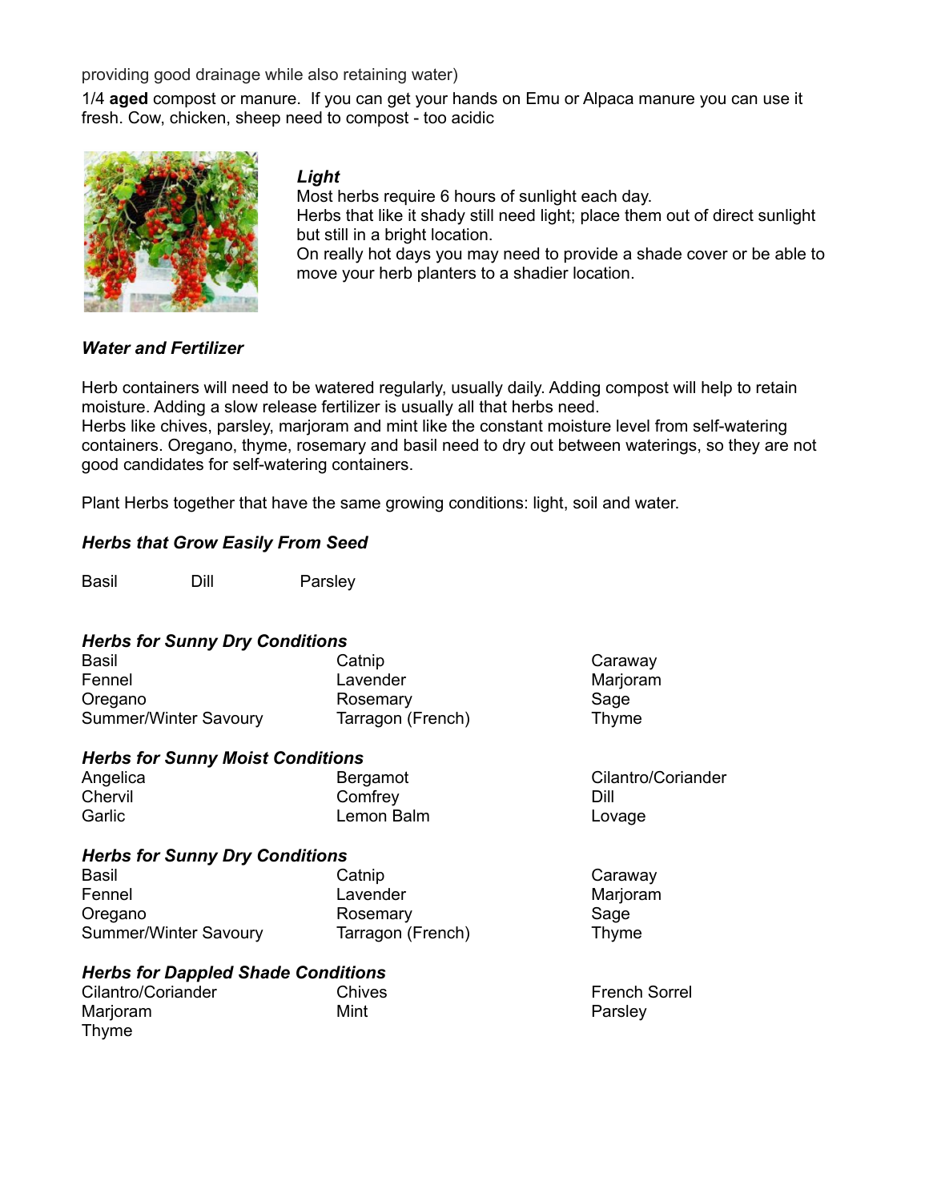providing good drainage while also retaining water)

1/4 **aged** compost or manure. If you can get your hands on Emu or Alpaca manure you can use it fresh. Cow, chicken, sheep need to compost - too acidic

***Light***

Most herbs require 6 hours of sunlight each day.
Herbs that like it shady still need light; place them out of direct sunlight but still in a bright location.
On really hot days you may need to provide a shade cover or be able to move your herb planters to a shadier location.

***Water and Fertilizer***

Herb containers will need to be watered regularly, usually daily. Adding compost will help to retain moisture. Adding a slow release fertilizer is usually all that herbs need.
Herbs like chives, parsley, marjoram and mint like the constant moisture level from self-watering containers. Oregano, thyme, rosemary and basil need to dry out between waterings, so they are not good candidates for self-watering containers.

Plant Herbs together that have the same growing conditions: light, soil and water.

***Herbs that Grow Easily From Seed***

| | | |
|---|---|---|
| Basil | Dill | Parsley |

***Herbs for Sunny Dry Conditions***

| | | |
|---|---|---|
| Basil | Catnip | Caraway |
| Fennel | Lavender | Marjoram |
| Oregano | Rosemary | Sage |
| Summer/Winter Savoury | Tarragon (French) | Thyme |

***Herbs for Sunny Moist Conditions***

| | | |
|---|---|---|
| Angelica | Bergamot | Cilantro/Coriander |
| Chervil | Comfrey | Dill |
| Garlic | Lemon Balm | Lovage |

***Herbs for Sunny Dry Conditions***

| | | |
|---|---|---|
| Basil | Catnip | Caraway |
| Fennel | Lavender | Marjoram |
| Oregano | Rosemary | Sage |
| Summer/Winter Savoury | Tarragon (French) | Thyme |

***Herbs for Dappled Shade Conditions***

| | | |
|---|---|---|
| Cilantro/Coriander | Chives | French Sorrel |
| Marjoram | Mint | Parsley |
| Thyme | | |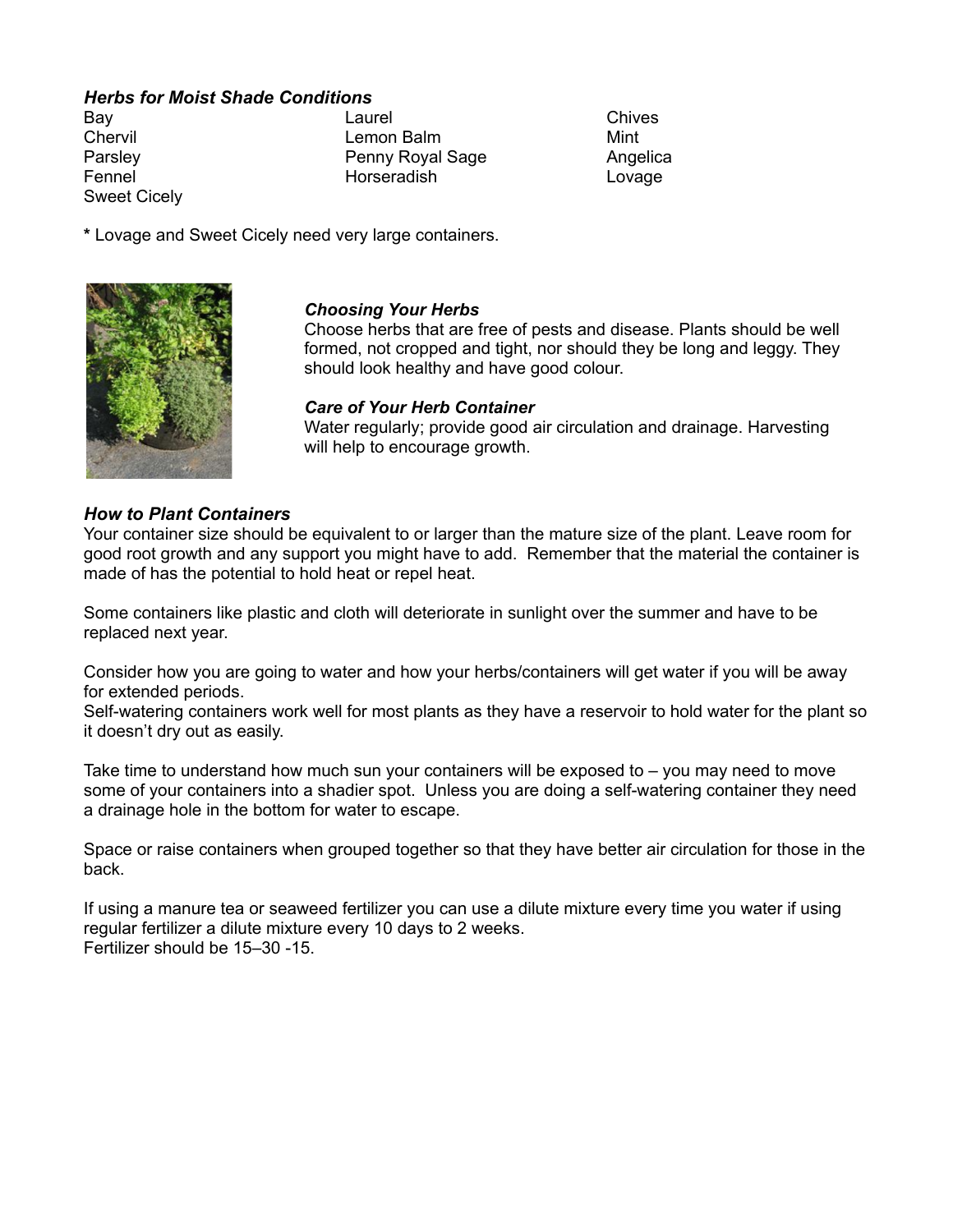***Herbs for Moist Shade Conditions***

Bay
Chervil
Parsley
Fennel
Sweet Cicely
Laurel
Lemon Balm
Penny Royal Sage
Horseradish
Chives
Mint
Angelica
Lovage

**\*** Lovage and Sweet Cicely need very large containers.

***Choosing Your Herbs***

Choose herbs that are free of pests and disease. Plants should be well formed, not cropped and tight, nor should they be long and leggy. They should look healthy and have good colour.

***Care of Your Herb Container***

Water regularly; provide good air circulation and drainage. Harvesting will help to encourage growth.

***How to Plant Containers***

Your container size should be equivalent to or larger than the mature size of the plant. Leave room for good root growth and any support you might have to add. Remember that the material the container is made of has the potential to hold heat or repel heat.

Some containers like plastic and cloth will deteriorate in sunlight over the summer and have to be replaced next year.

Consider how you are going to water and how your herbs/containers will get water if you will be away for extended periods.
Self-watering containers work well for most plants as they have a reservoir to hold water for the plant so it doesn't dry out as easily.

Take time to understand how much sun your containers will be exposed to – you may need to move some of your containers into a shadier spot. Unless you are doing a self-watering container they need a drainage hole in the bottom for water to escape.

Space or raise containers when grouped together so that they have better air circulation for those in the back.

If using a manure tea or seaweed fertilizer you can use a dilute mixture every time you water if using regular fertilizer a dilute mixture every 10 days to 2 weeks.
Fertilizer should be 15–30 -15.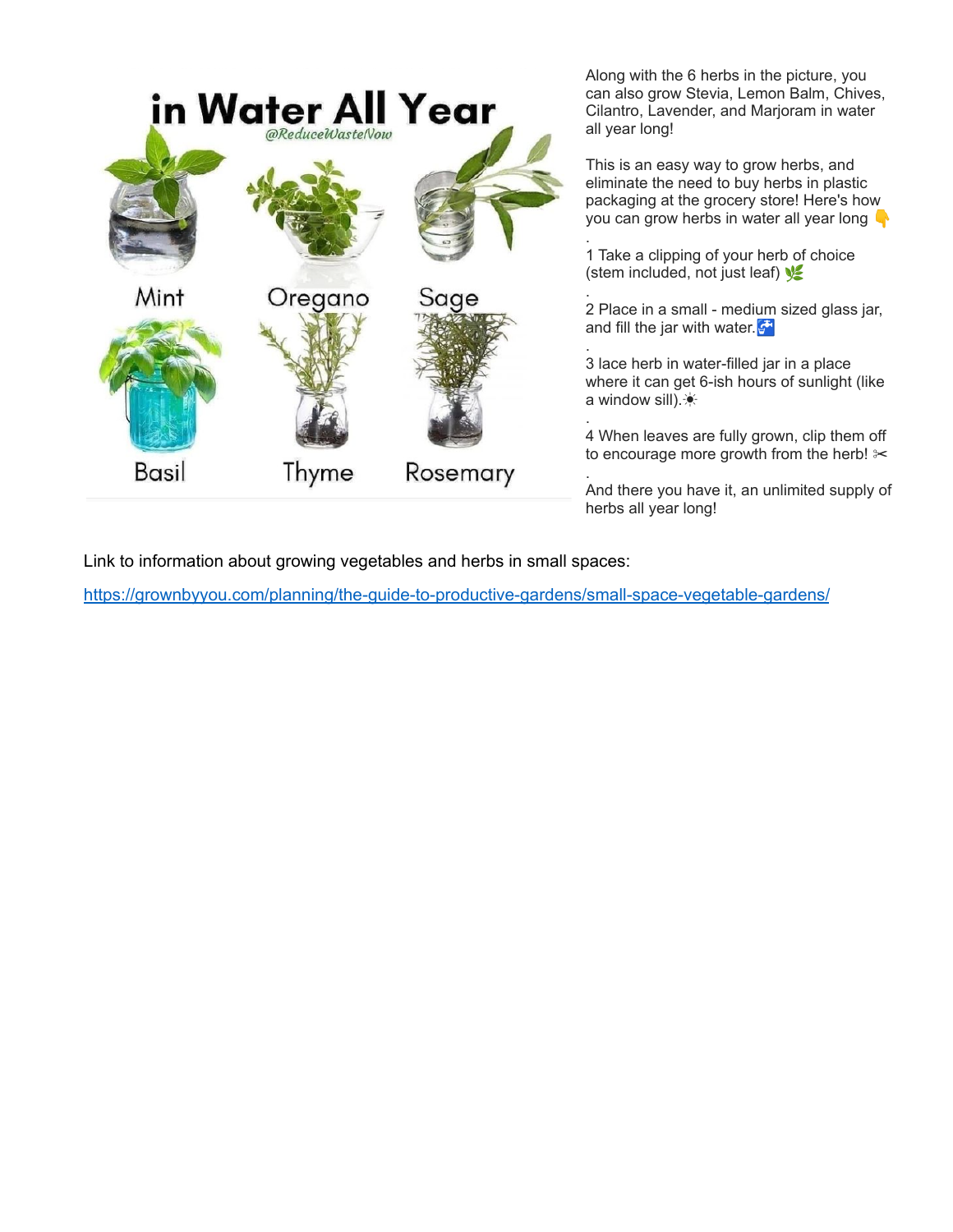Along with the 6 herbs in the picture, you can also grow Stevia, Lemon Balm, Chives, Cilantro, Lavender, and Marjoram in water all year long!

This is an easy way to grow herbs, and eliminate the need to buy herbs in plastic packaging at the grocery store! Here's how you can grow herbs in water all year long 👇

.

1 Take a clipping of your herb of choice (stem included, not just leaf) 🌿

.

2 Place in a small - medium sized glass jar, and fill the jar with water.🚰

.

3 lace herb in water-filled jar in a place where it can get 6-ish hours of sunlight (like a window sill).☀

.

4 When leaves are fully grown, clip them off to encourage more growth from the herb! ✂

.

And there you have it, an unlimited supply of herbs all year long!

Link to information about growing vegetables and herbs in small spaces:

https://grownbyyou.com/planning/the-guide-to-productive-gardens/small-space-vegetable-gardens/